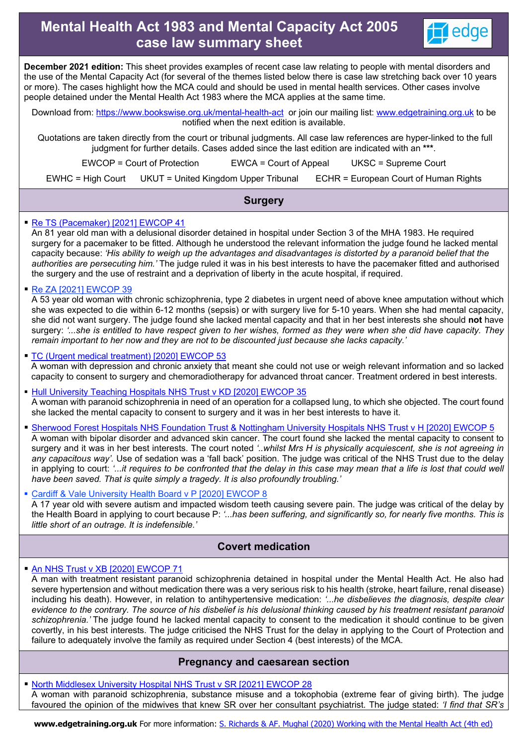# Mental Health Act 1983 and Mental Capacity Act 2005 case law summary sheet

**December 2021 edition:** This sheet provides examples of recent case law relating to people with mental disorders and the use of the Mental Capacity Act (for several of the themes listed below there is case law stretching back over 10 years or more). The cases highlight how the MCA could and should be used in mental health services. Other cases involve people detained under the Mental Health Act 1983 where the MCA applies at the same time.

Download from: https://www.bookswise.org.uk/mental-health-act or join our mailing list: www.edgetraining.org.uk to be notified when the next edition is available.

Quotations are taken directly from the court or tribunal judgments. All case law references are hyper-linked to the full judgment for further details. Cases added since the last edition are indicated with an ***.

EWCOP = Court of Protection  EWCA = Court of Appeal  UKSC = Supreme Court

EWHC = High Court  UKUT = United Kingdom Upper Tribunal  ECHR = European Court of Human Rights

## Surgery

- Re TS (Pacemaker) [2021] EWCOP 41
  An 81 year old man with a delusional disorder detained in hospital under Section 3 of the MHA 1983. He required surgery for a pacemaker to be fitted. Although he understood the relevant information the judge found he lacked mental capacity because: *'His ability to weigh up the advantages and disadvantages is distorted by a paranoid belief that the authorities are persecuting him.'* The judge ruled it was in his best interests to have the pacemaker fitted and authorised the surgery and the use of restraint and a deprivation of liberty in the acute hospital, if required.

- Re ZA [2021] EWCOP 39
  A 53 year old woman with chronic schizophrenia, type 2 diabetes in urgent need of above knee amputation without which she was expected to die within 6-12 months (sepsis) or with surgery live for 5-10 years. When she had mental capacity, she did not want surgery. The judge found she lacked mental capacity and that in her best interests she should **not** have surgery: *'...she is entitled to have respect given to her wishes, formed as they were when she did have capacity. They remain important to her now and they are not to be discounted just because she lacks capacity.'*

- TC (Urgent medical treatment) [2020] EWCOP 53
  A woman with depression and chronic anxiety that meant she could not use or weigh relevant information and so lacked capacity to consent to surgery and chemoradiotherapy for advanced throat cancer. Treatment ordered in best interests.

- Hull University Teaching Hospitals NHS Trust v KD [2020] EWCOP 35
  A woman with paranoid schizophrenia in need of an operation for a collapsed lung, to which she objected. The court found she lacked the mental capacity to consent to surgery and it was in her best interests to have it.

- Sherwood Forest Hospitals NHS Foundation Trust & Nottingham University Hospitals NHS Trust v H [2020] EWCOP 5
  A woman with bipolar disorder and advanced skin cancer. The court found she lacked the mental capacity to consent to surgery and it was in her best interests. The court noted *'..whilst Mrs H is physically acquiescent, she is not agreeing in any capacitous way'*. Use of sedation was a 'fall back' position. The judge was critical of the NHS Trust due to the delay in applying to court: *'...it requires to be confronted that the delay in this case may mean that a life is lost that could well have been saved. That is quite simply a tragedy. It is also profoundly troubling.'*

- Cardiff & Vale University Health Board v P [2020] EWCOP 8
  A 17 year old with severe autism and impacted wisdom teeth causing severe pain. The judge was critical of the delay by the Health Board in applying to court because P: *'...has been suffering, and significantly so, for nearly five months. This is little short of an outrage. It is indefensible.'*

## Covert medication

- An NHS Trust v XB [2020] EWCOP 71
  A man with treatment resistant paranoid schizophrenia detained in hospital under the Mental Health Act. He also had severe hypertension and without medication there was a very serious risk to his health (stroke, heart failure, renal disease) including his death). However, in relation to antihypertensive medication: *'...he disbelieves the diagnosis, despite clear evidence to the contrary. The source of his disbelief is his delusional thinking caused by his treatment resistant paranoid schizophrenia.'* The judge found he lacked mental capacity to consent to the medication it should continue to be given covertly, in his best interests. The judge criticised the NHS Trust for the delay in applying to the Court of Protection and failure to adequately involve the family as required under Section 4 (best interests) of the MCA.

## Pregnancy and caesarean section

- North Middlesex University Hospital NHS Trust v SR [2021] EWCOP 28
  A woman with paranoid schizophrenia, substance misuse and a tokophobia (extreme fear of giving birth). The judge favoured the opinion of the midwives that knew SR over her consultant psychiatrist. The judge stated: *'I find that SR's*

**www.edgetraining.org.uk** For more information: S. Richards & AF. Mughal (2020) Working with the Mental Health Act (4th ed)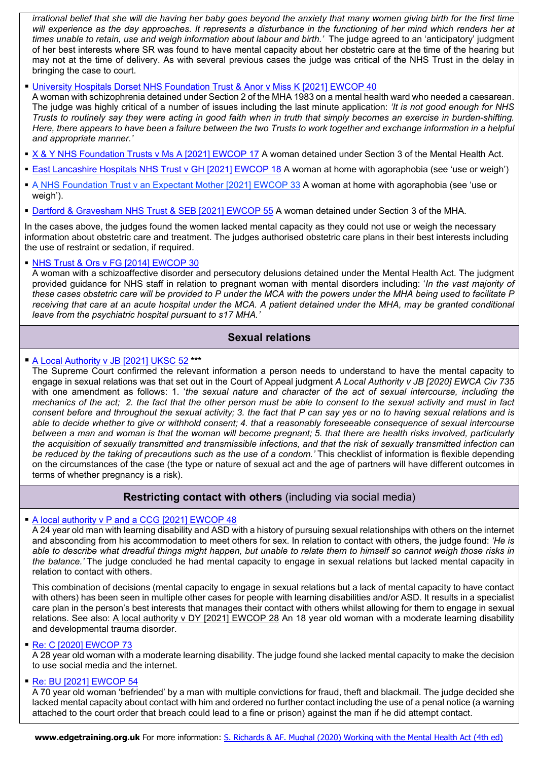*irrational belief that she will die having her baby goes beyond the anxiety that many women giving birth for the first time will experience as the day approaches. It represents a disturbance in the functioning of her mind which renders her at times unable to retain, use and weigh information about labour and birth.'* The judge agreed to an 'anticipatory' judgment of her best interests where SR was found to have mental capacity about her obstetric care at the time of the hearing but may not at the time of delivery. As with several previous cases the judge was critical of the NHS Trust in the delay in bringing the case to court.

- University Hospitals Dorset NHS Foundation Trust & Anor v Miss K [2021] EWCOP 40
  A woman with schizophrenia detained under Section 2 of the MHA 1983 on a mental health ward who needed a caesarean. The judge was highly critical of a number of issues including the last minute application: *'It is not good enough for NHS Trusts to routinely say they were acting in good faith when in truth that simply becomes an exercise in burden-shifting. Here, there appears to have been a failure between the two Trusts to work together and exchange information in a helpful and appropriate manner.'*
- X & Y NHS Foundation Trusts v Ms A [2021] EWCOP 17 A woman detained under Section 3 of the Mental Health Act.
- East Lancashire Hospitals NHS Trust v GH [2021] EWCOP 18 A woman at home with agoraphobia (see 'use or weigh')
- A NHS Foundation Trust v an Expectant Mother [2021] EWCOP 33 A woman at home with agoraphobia (see 'use or weigh').
- Dartford & Gravesham NHS Trust & SEB [2021] EWCOP 55 A woman detained under Section 3 of the MHA.

In the cases above, the judges found the women lacked mental capacity as they could not use or weigh the necessary information about obstetric care and treatment. The judges authorised obstetric care plans in their best interests including the use of restraint or sedation, if required.

- NHS Trust & Ors v FG [2014] EWCOP 30
  A woman with a schizoaffective disorder and persecutory delusions detained under the Mental Health Act. The judgment provided guidance for NHS staff in relation to pregnant woman with mental disorders including: '*In the vast majority of these cases obstetric care will be provided to P under the MCA with the powers under the MHA being used to facilitate P receiving that care at an acute hospital under the MCA. A patient detained under the MHA, may be granted conditional leave from the psychiatric hospital pursuant to s17 MHA.'*

## Sexual relations

- A Local Authority v JB [2021] UKSC 52 ***
  The Supreme Court confirmed the relevant information a person needs to understand to have the mental capacity to engage in sexual relations was that set out in the Court of Appeal judgment *A Local Authority v JB [2020] EWCA Civ 735* with one amendment as follows: 1. '*the sexual nature and character of the act of sexual intercourse, including the mechanics of the act; 2. the fact that the other person must be able to consent to the sexual activity and must in fact consent before and throughout the sexual activity; 3. the fact that P can say yes or no to having sexual relations and is able to decide whether to give or withhold consent; 4. that a reasonably foreseeable consequence of sexual intercourse between a man and woman is that the woman will become pregnant; 5. that there are health risks involved, particularly the acquisition of sexually transmitted and transmissible infections, and that the risk of sexually transmitted infection can be reduced by the taking of precautions such as the use of a condom.'* This checklist of information is flexible depending on the circumstances of the case (the type or nature of sexual act and the age of partners will have different outcomes in terms of whether pregnancy is a risk).

## Restricting contact with others (including via social media)

- A local authority v P and a CCG [2021] EWCOP 48
  A 24 year old man with learning disability and ASD with a history of pursuing sexual relationships with others on the internet and absconding from his accommodation to meet others for sex. In relation to contact with others, the judge found: *'He is able to describe what dreadful things might happen, but unable to relate them to himself so cannot weigh those risks in the balance.'* The judge concluded he had mental capacity to engage in sexual relations but lacked mental capacity in relation to contact with others.

  This combination of decisions (mental capacity to engage in sexual relations but a lack of mental capacity to have contact with others) has been seen in multiple other cases for people with learning disabilities and/or ASD. It results in a specialist care plan in the person's best interests that manages their contact with others whilst allowing for them to engage in sexual relations. See also: A local authority v DY [2021] EWCOP 28 An 18 year old woman with a moderate learning disability and developmental trauma disorder.

- Re: C [2020] EWCOP 73
  A 28 year old woman with a moderate learning disability. The judge found she lacked mental capacity to make the decision to use social media and the internet.
- Re: BU [2021] EWCOP 54
  A 70 year old woman 'befriended' by a man with multiple convictions for fraud, theft and blackmail. The judge decided she lacked mental capacity about contact with him and ordered no further contact including the use of a penal notice (a warning attached to the court order that breach could lead to a fine or prison) against the man if he did attempt contact.

**www.edgetraining.org.uk** For more information: S. Richards & AF. Mughal (2020) Working with the Mental Health Act (4th ed)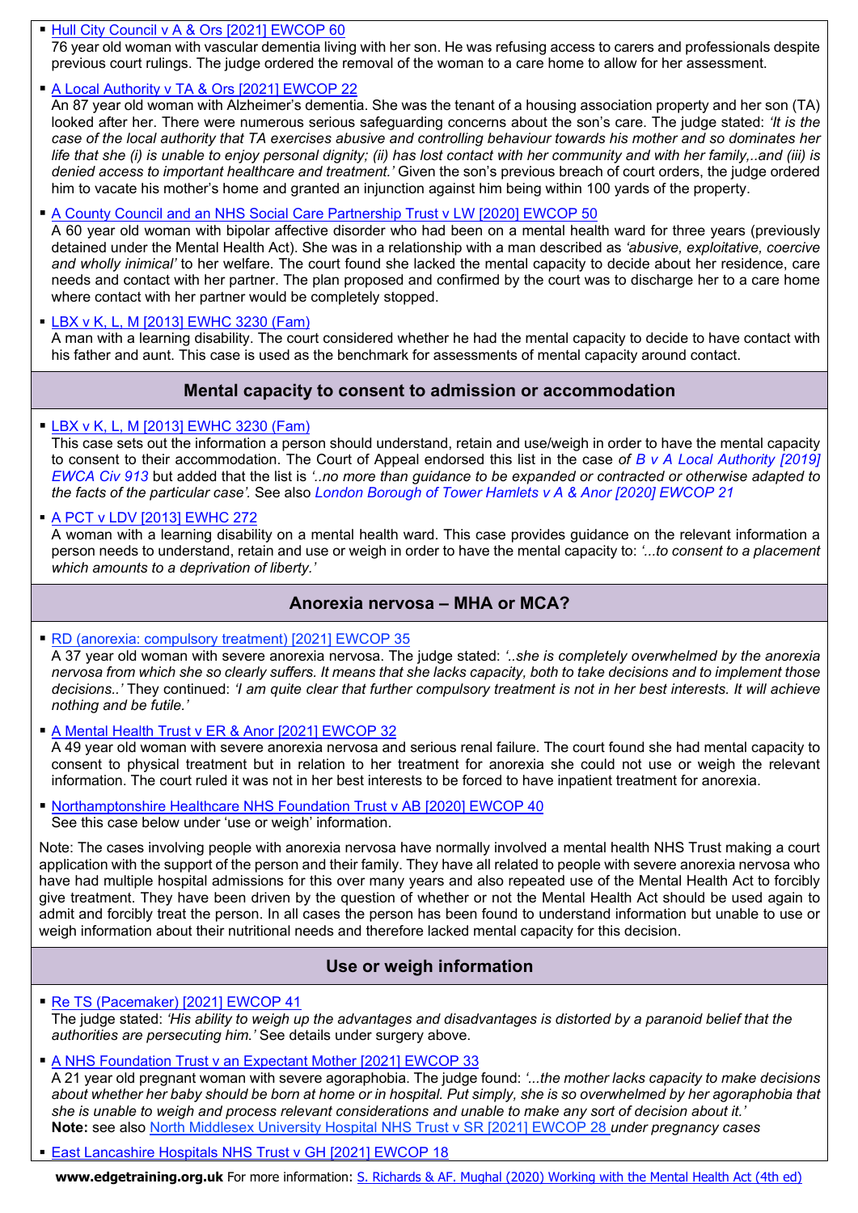- Hull City Council v A & Ors [2021] EWCOP 60
  76 year old woman with vascular dementia living with her son. He was refusing access to carers and professionals despite previous court rulings. The judge ordered the removal of the woman to a care home to allow for her assessment.

- A Local Authority v TA & Ors [2021] EWCOP 22
  An 87 year old woman with Alzheimer's dementia. She was the tenant of a housing association property and her son (TA) looked after her. There were numerous serious safeguarding concerns about the son's care. The judge stated: *'It is the case of the local authority that TA exercises abusive and controlling behaviour towards his mother and so dominates her life that she (i) is unable to enjoy personal dignity; (ii) has lost contact with her community and with her family,..and (iii) is denied access to important healthcare and treatment.'* Given the son's previous breach of court orders, the judge ordered him to vacate his mother's home and granted an injunction against him being within 100 yards of the property.

- A County Council and an NHS Social Care Partnership Trust v LW [2020] EWCOP 50
  A 60 year old woman with bipolar affective disorder who had been on a mental health ward for three years (previously detained under the Mental Health Act). She was in a relationship with a man described as *'abusive, exploitative, coercive and wholly inimical'* to her welfare. The court found she lacked the mental capacity to decide about her residence, care needs and contact with her partner. The plan proposed and confirmed by the court was to discharge her to a care home where contact with her partner would be completely stopped.

- LBX v K, L, M [2013] EWHC 3230 (Fam)
  A man with a learning disability. The court considered whether he had the mental capacity to decide to have contact with his father and aunt. This case is used as the benchmark for assessments of mental capacity around contact.

## Mental capacity to consent to admission or accommodation

- LBX v K, L, M [2013] EWHC 3230 (Fam)
  This case sets out the information a person should understand, retain and use/weigh in order to have the mental capacity to consent to their accommodation. The Court of Appeal endorsed this list in the case *of B v A Local Authority [2019] EWCA Civ 913* but added that the list is *'..no more than guidance to be expanded or contracted or otherwise adapted to the facts of the particular case'*. See also *London Borough of Tower Hamlets v A & Anor [2020] EWCOP 21*

- A PCT v LDV [2013] EWHC 272
  A woman with a learning disability on a mental health ward. This case provides guidance on the relevant information a person needs to understand, retain and use or weigh in order to have the mental capacity to: *'...to consent to a placement which amounts to a deprivation of liberty.'*

## Anorexia nervosa – MHA or MCA?

- RD (anorexia: compulsory treatment) [2021] EWCOP 35
  A 37 year old woman with severe anorexia nervosa. The judge stated: *'..she is completely overwhelmed by the anorexia nervosa from which she so clearly suffers. It means that she lacks capacity, both to take decisions and to implement those decisions..'* They continued: *'I am quite clear that further compulsory treatment is not in her best interests. It will achieve nothing and be futile.'*

- A Mental Health Trust v ER & Anor [2021] EWCOP 32
  A 49 year old woman with severe anorexia nervosa and serious renal failure. The court found she had mental capacity to consent to physical treatment but in relation to her treatment for anorexia she could not use or weigh the relevant information. The court ruled it was not in her best interests to be forced to have inpatient treatment for anorexia.

- Northamptonshire Healthcare NHS Foundation Trust v AB [2020] EWCOP 40
  See this case below under 'use or weigh' information.

Note: The cases involving people with anorexia nervosa have normally involved a mental health NHS Trust making a court application with the support of the person and their family. They have all related to people with severe anorexia nervosa who have had multiple hospital admissions for this over many years and also repeated use of the Mental Health Act to forcibly give treatment. They have been driven by the question of whether or not the Mental Health Act should be used again to admit and forcibly treat the person. In all cases the person has been found to understand information but unable to use or weigh information about their nutritional needs and therefore lacked mental capacity for this decision.

## Use or weigh information

- Re TS (Pacemaker) [2021] EWCOP 41
  The judge stated: *'His ability to weigh up the advantages and disadvantages is distorted by a paranoid belief that the authorities are persecuting him.'* See details under surgery above.

- A NHS Foundation Trust v an Expectant Mother [2021] EWCOP 33
  A 21 year old pregnant woman with severe agoraphobia. The judge found: *'...the mother lacks capacity to make decisions about whether her baby should be born at home or in hospital. Put simply, she is so overwhelmed by her agoraphobia that she is unable to weigh and process relevant considerations and unable to make any sort of decision about it.'*
  **Note:** see also North Middlesex University Hospital NHS Trust v SR [2021] EWCOP 28 *under pregnancy cases*

- East Lancashire Hospitals NHS Trust v GH [2021] EWCOP 18

**www.edgetraining.org.uk** For more information: S. Richards & AF. Mughal (2020) Working with the Mental Health Act (4th ed)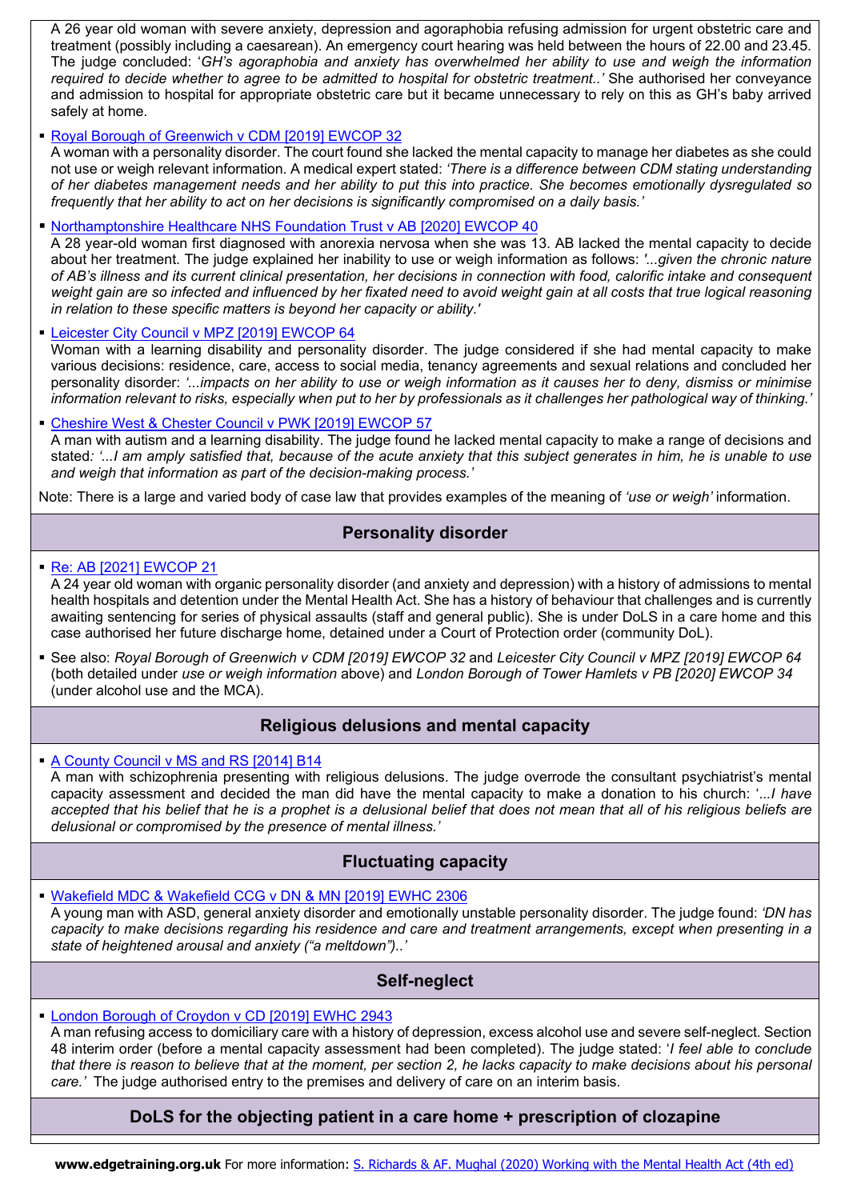A 26 year old woman with severe anxiety, depression and agoraphobia refusing admission for urgent obstetric care and treatment (possibly including a caesarean). An emergency court hearing was held between the hours of 22.00 and 23.45. The judge concluded: '*GH's agoraphobia and anxiety has overwhelmed her ability to use and weigh the information required to decide whether to agree to be admitted to hospital for obstetric treatment..*' She authorised her conveyance and admission to hospital for appropriate obstetric care but it became unnecessary to rely on this as GH's baby arrived safely at home.

- Royal Borough of Greenwich v CDM [2019] EWCOP 32
  A woman with a personality disorder. The court found she lacked the mental capacity to manage her diabetes as she could not use or weigh relevant information. A medical expert stated: *'There is a difference between CDM stating understanding of her diabetes management needs and her ability to put this into practice. She becomes emotionally dysregulated so frequently that her ability to act on her decisions is significantly compromised on a daily basis.'*

- Northamptonshire Healthcare NHS Foundation Trust v AB [2020] EWCOP 40
  A 28 year-old woman first diagnosed with anorexia nervosa when she was 13. AB lacked the mental capacity to decide about her treatment. The judge explained her inability to use or weigh information as follows: *'...given the chronic nature of AB's illness and its current clinical presentation, her decisions in connection with food, calorific intake and consequent weight gain are so infected and influenced by her fixated need to avoid weight gain at all costs that true logical reasoning in relation to these specific matters is beyond her capacity or ability.'*

- Leicester City Council v MPZ [2019] EWCOP 64
  Woman with a learning disability and personality disorder. The judge considered if she had mental capacity to make various decisions: residence, care, access to social media, tenancy agreements and sexual relations and concluded her personality disorder: *'...impacts on her ability to use or weigh information as it causes her to deny, dismiss or minimise information relevant to risks, especially when put to her by professionals as it challenges her pathological way of thinking.'*

- Cheshire West & Chester Council v PWK [2019] EWCOP 57
  A man with autism and a learning disability. The judge found he lacked mental capacity to make a range of decisions and stated: *'...I am amply satisfied that, because of the acute anxiety that this subject generates in him, he is unable to use and weigh that information as part of the decision-making process.'*

Note: There is a large and varied body of case law that provides examples of the meaning of *'use or weigh'* information.

## Personality disorder

- Re: AB [2021] EWCOP 21
  A 24 year old woman with organic personality disorder (and anxiety and depression) with a history of admissions to mental health hospitals and detention under the Mental Health Act. She has a history of behaviour that challenges and is currently awaiting sentencing for series of physical assaults (staff and general public). She is under DoLS in a care home and this case authorised her future discharge home, detained under a Court of Protection order (community DoL).

- See also: *Royal Borough of Greenwich v CDM [2019] EWCOP 32* and *Leicester City Council v MPZ [2019] EWCOP 64* (both detailed under *use or weigh information* above) and *London Borough of Tower Hamlets v PB [2020] EWCOP 34* (under alcohol use and the MCA).

## Religious delusions and mental capacity

- A County Council v MS and RS [2014] B14
  A man with schizophrenia presenting with religious delusions. The judge overrode the consultant psychiatrist's mental capacity assessment and decided the man did have the mental capacity to make a donation to his church: '*...I have accepted that his belief that he is a prophet is a delusional belief that does not mean that all of his religious beliefs are delusional or compromised by the presence of mental illness.'*

## Fluctuating capacity

- Wakefield MDC & Wakefield CCG v DN & MN [2019] EWHC 2306
  A young man with ASD, general anxiety disorder and emotionally unstable personality disorder. The judge found: *'DN has capacity to make decisions regarding his residence and care and treatment arrangements, except when presenting in a state of heightened arousal and anxiety ("a meltdown")..'*

## Self-neglect

- London Borough of Croydon v CD [2019] EWHC 2943
  A man refusing access to domiciliary care with a history of depression, excess alcohol use and severe self-neglect. Section 48 interim order (before a mental capacity assessment had been completed). The judge stated: '*I feel able to conclude that there is reason to believe that at the moment, per section 2, he lacks capacity to make decisions about his personal care.'* The judge authorised entry to the premises and delivery of care on an interim basis.

## DoLS for the objecting patient in a care home + prescription of clozapine

**www.edgetraining.org.uk** For more information: S. Richards & AF. Mughal (2020) Working with the Mental Health Act (4th ed)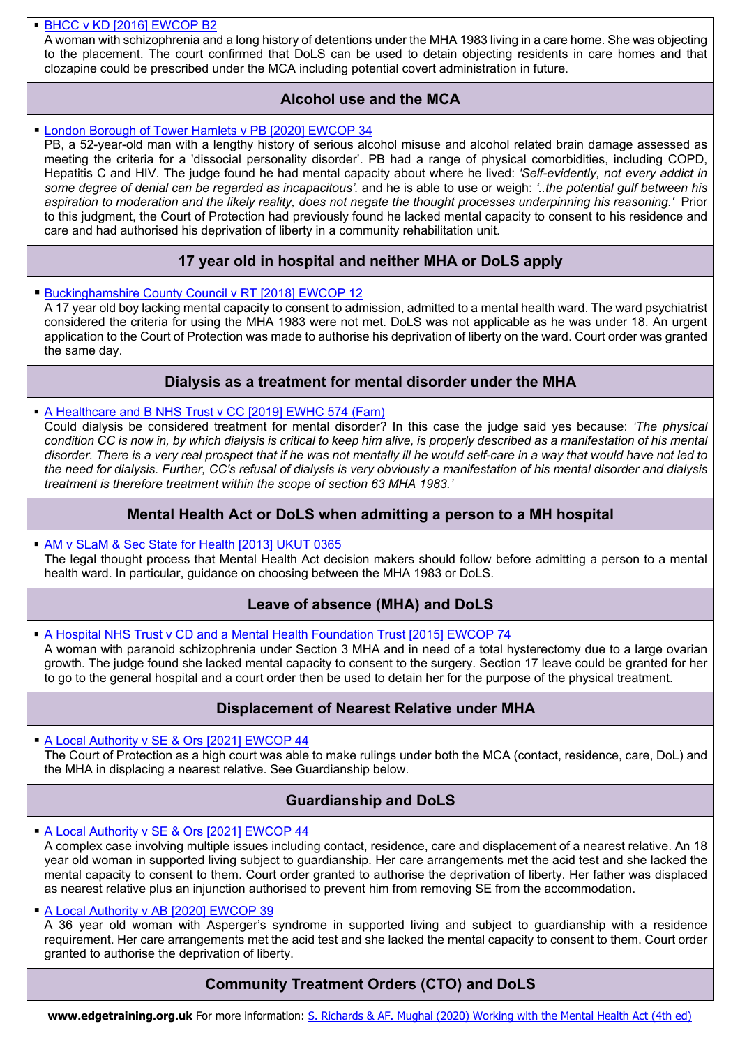- [BHCC v KD [2016] EWCOP B2]
  A woman with schizophrenia and a long history of detentions under the MHA 1983 living in a care home. She was objecting to the placement. The court confirmed that DoLS can be used to detain objecting residents in care homes and that clozapine could be prescribed under the MCA including potential covert administration in future.

## Alcohol use and the MCA

- [London Borough of Tower Hamlets v PB [2020] EWCOP 34]
  PB, a 52-year-old man with a lengthy history of serious alcohol misuse and alcohol related brain damage assessed as meeting the criteria for a 'dissocial personality disorder'. PB had a range of physical comorbidities, including COPD, Hepatitis C and HIV. The judge found he had mental capacity about where he lived: *'Self-evidently, not every addict in some degree of denial can be regarded as incapacitous'.* and he is able to use or weigh: *'..the potential gulf between his aspiration to moderation and the likely reality, does not negate the thought processes underpinning his reasoning.'* Prior to this judgment, the Court of Protection had previously found he lacked mental capacity to consent to his residence and care and had authorised his deprivation of liberty in a community rehabilitation unit.

## 17 year old in hospital and neither MHA or DoLS apply

- [Buckinghamshire County Council v RT [2018] EWCOP 12]
  A 17 year old boy lacking mental capacity to consent to admission, admitted to a mental health ward. The ward psychiatrist considered the criteria for using the MHA 1983 were not met. DoLS was not applicable as he was under 18. An urgent application to the Court of Protection was made to authorise his deprivation of liberty on the ward. Court order was granted the same day.

## Dialysis as a treatment for mental disorder under the MHA

- [A Healthcare and B NHS Trust v CC [2019] EWHC 574 (Fam)]
  Could dialysis be considered treatment for mental disorder? In this case the judge said yes because: *'The physical condition CC is now in, by which dialysis is critical to keep him alive, is properly described as a manifestation of his mental disorder. There is a very real prospect that if he was not mentally ill he would self-care in a way that would have not led to the need for dialysis. Further, CC's refusal of dialysis is very obviously a manifestation of his mental disorder and dialysis treatment is therefore treatment within the scope of section 63 MHA 1983.'*

## Mental Health Act or DoLS when admitting a person to a MH hospital

- [AM v SLaM & Sec State for Health [2013] UKUT 0365]
  The legal thought process that Mental Health Act decision makers should follow before admitting a person to a mental health ward. In particular, guidance on choosing between the MHA 1983 or DoLS.

## Leave of absence (MHA) and DoLS

- [A Hospital NHS Trust v CD and a Mental Health Foundation Trust [2015] EWCOP 74]
  A woman with paranoid schizophrenia under Section 3 MHA and in need of a total hysterectomy due to a large ovarian growth. The judge found she lacked mental capacity to consent to the surgery. Section 17 leave could be granted for her to go to the general hospital and a court order then be used to detain her for the purpose of the physical treatment.

## Displacement of Nearest Relative under MHA

- [A Local Authority v SE & Ors [2021] EWCOP 44]
  The Court of Protection as a high court was able to make rulings under both the MCA (contact, residence, care, DoL) and the MHA in displacing a nearest relative. See Guardianship below.

## Guardianship and DoLS

- [A Local Authority v SE & Ors [2021] EWCOP 44]
  A complex case involving multiple issues including contact, residence, care and displacement of a nearest relative. An 18 year old woman in supported living subject to guardianship. Her care arrangements met the acid test and she lacked the mental capacity to consent to them. Court order granted to authorise the deprivation of liberty. Her father was displaced as nearest relative plus an injunction authorised to prevent him from removing SE from the accommodation.
- [A Local Authority v AB [2020] EWCOP 39]
  A 36 year old woman with Asperger's syndrome in supported living and subject to guardianship with a residence requirement. Her care arrangements met the acid test and she lacked the mental capacity to consent to them. Court order granted to authorise the deprivation of liberty.

## Community Treatment Orders (CTO) and DoLS

**www.edgetraining.org.uk** For more information: [S. Richards & AF. Mughal (2020) Working with the Mental Health Act (4th ed)]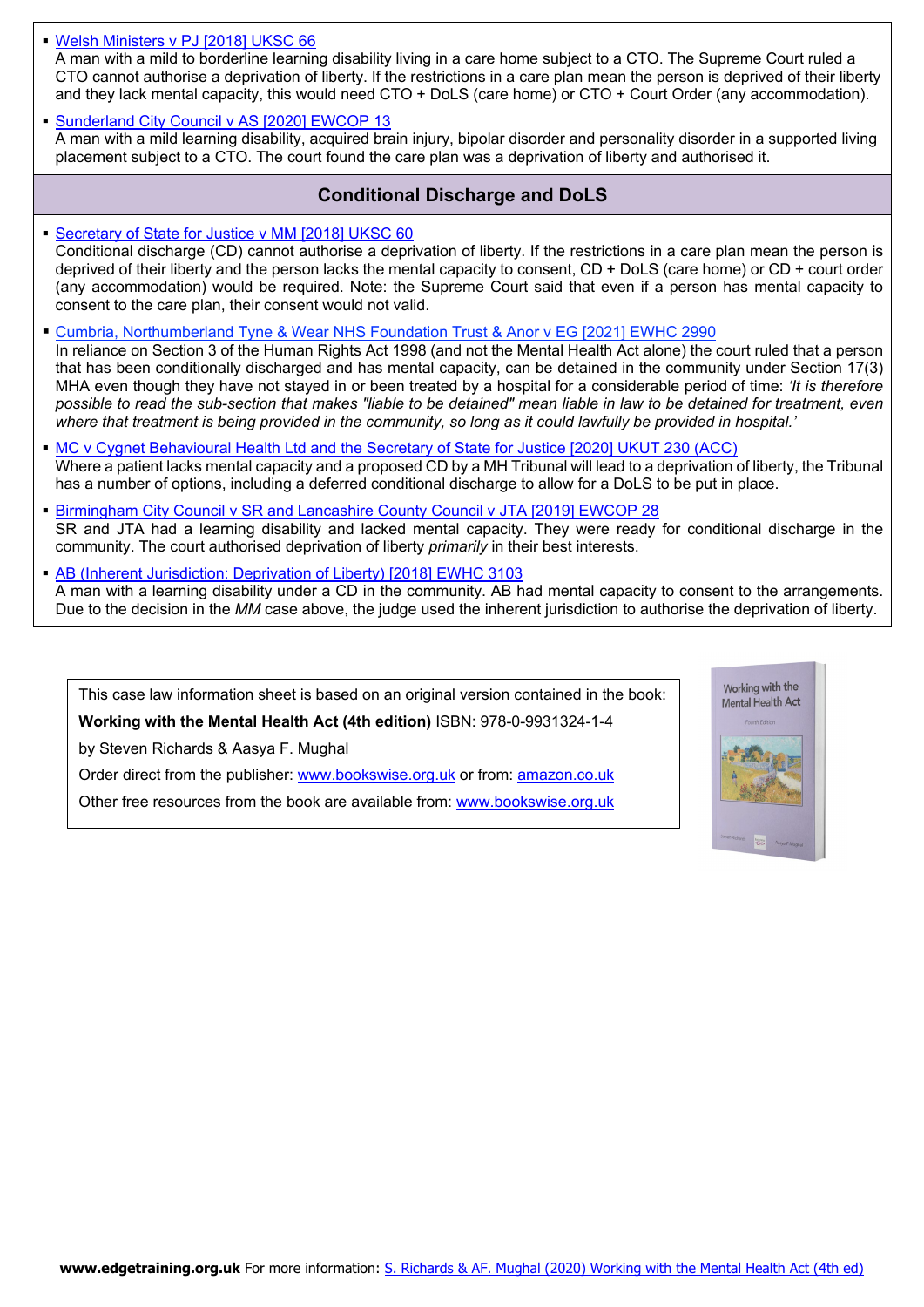- Welsh Ministers v PJ [2018] UKSC 66
A man with a mild to borderline learning disability living in a care home subject to a CTO. The Supreme Court ruled a CTO cannot authorise a deprivation of liberty. If the restrictions in a care plan mean the person is deprived of their liberty and they lack mental capacity, this would need CTO + DoLS (care home) or CTO + Court Order (any accommodation).

- Sunderland City Council v AS [2020] EWCOP 13
A man with a mild learning disability, acquired brain injury, bipolar disorder and personality disorder in a supported living placement subject to a CTO. The court found the care plan was a deprivation of liberty and authorised it.

## Conditional Discharge and DoLS

- Secretary of State for Justice v MM [2018] UKSC 60
Conditional discharge (CD) cannot authorise a deprivation of liberty. If the restrictions in a care plan mean the person is deprived of their liberty and the person lacks the mental capacity to consent, CD + DoLS (care home) or CD + court order (any accommodation) would be required. Note: the Supreme Court said that even if a person has mental capacity to consent to the care plan, their consent would not valid.

- Cumbria, Northumberland Tyne & Wear NHS Foundation Trust & Anor v EG [2021] EWHC 2990
In reliance on Section 3 of the Human Rights Act 1998 (and not the Mental Health Act alone) the court ruled that a person that has been conditionally discharged and has mental capacity, can be detained in the community under Section 17(3) MHA even though they have not stayed in or been treated by a hospital for a considerable period of time: *'It is therefore possible to read the sub-section that makes "liable to be detained" mean liable in law to be detained for treatment, even where that treatment is being provided in the community, so long as it could lawfully be provided in hospital.'*

- MC v Cygnet Behavioural Health Ltd and the Secretary of State for Justice [2020] UKUT 230 (ACC)
Where a patient lacks mental capacity and a proposed CD by a MH Tribunal will lead to a deprivation of liberty, the Tribunal has a number of options, including a deferred conditional discharge to allow for a DoLS to be put in place.

- Birmingham City Council v SR and Lancashire County Council v JTA [2019] EWCOP 28
SR and JTA had a learning disability and lacked mental capacity. They were ready for conditional discharge in the community. The court authorised deprivation of liberty *primarily* in their best interests.

- AB (Inherent Jurisdiction: Deprivation of Liberty) [2018] EWHC 3103
A man with a learning disability under a CD in the community. AB had mental capacity to consent to the arrangements. Due to the decision in the *MM* case above, the judge used the inherent jurisdiction to authorise the deprivation of liberty.

This case law information sheet is based on an original version contained in the book:

**Working with the Mental Health Act (4th edition)** ISBN: 978-0-9931324-1-4

by Steven Richards & Aasya F. Mughal

Order direct from the publisher: www.bookswise.org.uk or from: amazon.co.uk

Other free resources from the book are available from: www.bookswise.org.uk

Working with the Mental Health Act

Fourth Edition

**www.edgetraining.org.uk** For more information: S. Richards & AF. Mughal (2020) Working with the Mental Health Act (4th ed)